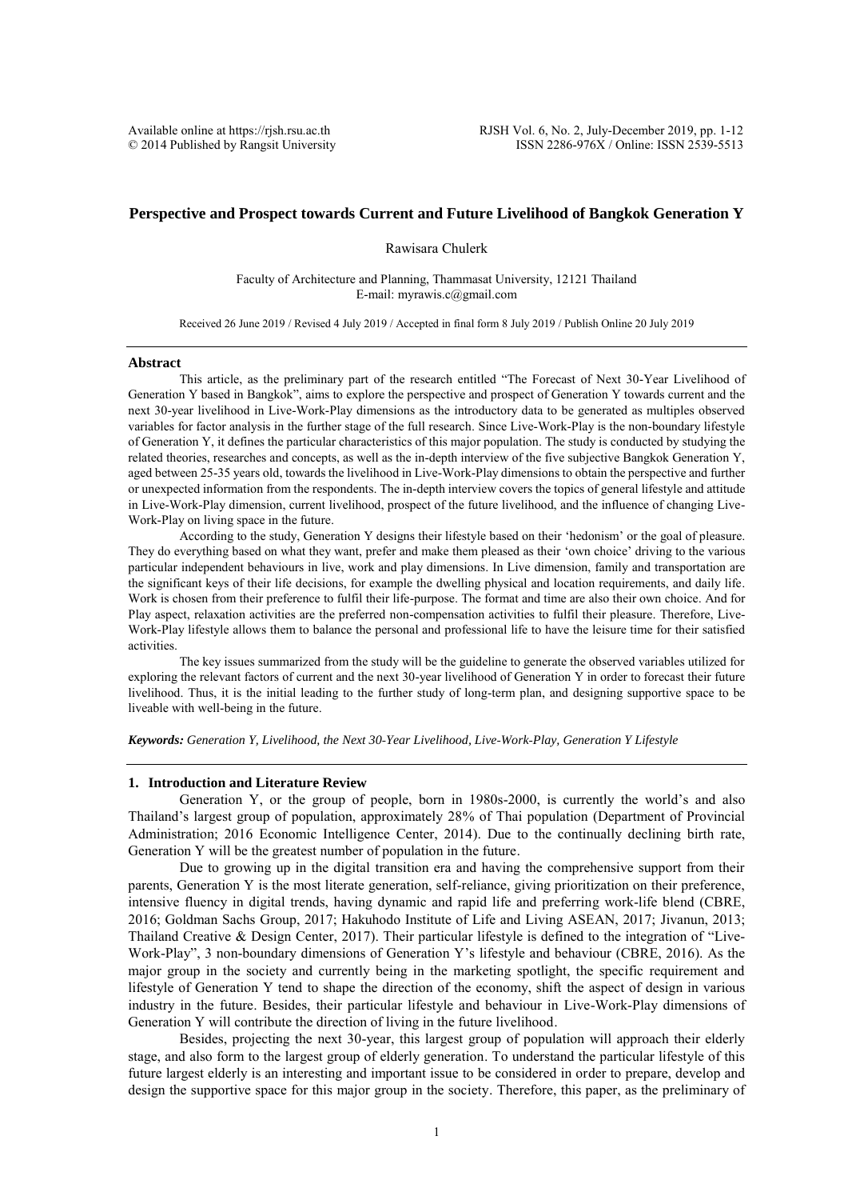# Perspective and Prospect towards Current and Future Livelihood of Bangkok Generation Y

Rawisara Chulerk

Faculty of Architecture and Planning, Thammasat University, 12121 Thailand
E-mail: myrawis.c@gmail.com

Received 26 June 2019 / Revised 4 July 2019 / Accepted in final form 8 July 2019 / Publish Online 20 July 2019

## Abstract

This article, as the preliminary part of the research entitled "The Forecast of Next 30-Year Livelihood of Generation Y based in Bangkok", aims to explore the perspective and prospect of Generation Y towards current and the next 30-year livelihood in Live-Work-Play dimensions as the introductory data to be generated as multiples observed variables for factor analysis in the further stage of the full research. Since Live-Work-Play is the non-boundary lifestyle of Generation Y, it defines the particular characteristics of this major population. The study is conducted by studying the related theories, researches and concepts, as well as the in-depth interview of the five subjective Bangkok Generation Y, aged between 25-35 years old, towards the livelihood in Live-Work-Play dimensions to obtain the perspective and further or unexpected information from the respondents. The in-depth interview covers the topics of general lifestyle and attitude in Live-Work-Play dimension, current livelihood, prospect of the future livelihood, and the influence of changing Live-Work-Play on living space in the future.

According to the study, Generation Y designs their lifestyle based on their 'hedonism' or the goal of pleasure. They do everything based on what they want, prefer and make them pleased as their 'own choice' driving to the various particular independent behaviours in live, work and play dimensions. In Live dimension, family and transportation are the significant keys of their life decisions, for example the dwelling physical and location requirements, and daily life. Work is chosen from their preference to fulfil their life-purpose. The format and time are also their own choice. And for Play aspect, relaxation activities are the preferred non-compensation activities to fulfil their pleasure. Therefore, Live-Work-Play lifestyle allows them to balance the personal and professional life to have the leisure time for their satisfied activities.

The key issues summarized from the study will be the guideline to generate the observed variables utilized for exploring the relevant factors of current and the next 30-year livelihood of Generation Y in order to forecast their future livelihood. Thus, it is the initial leading to the further study of long-term plan, and designing supportive space to be liveable with well-being in the future.

***Keywords:*** *Generation Y, Livelihood, the Next 30-Year Livelihood, Live-Work-Play, Generation Y Lifestyle*

## 1. Introduction and Literature Review

Generation Y, or the group of people, born in 1980s-2000, is currently the world's and also Thailand's largest group of population, approximately 28% of Thai population (Department of Provincial Administration; 2016 Economic Intelligence Center, 2014). Due to the continually declining birth rate, Generation Y will be the greatest number of population in the future.

Due to growing up in the digital transition era and having the comprehensive support from their parents, Generation Y is the most literate generation, self-reliance, giving prioritization on their preference, intensive fluency in digital trends, having dynamic and rapid life and preferring work-life blend (CBRE, 2016; Goldman Sachs Group, 2017; Hakuhodo Institute of Life and Living ASEAN, 2017; Jivanun, 2013; Thailand Creative & Design Center, 2017). Their particular lifestyle is defined to the integration of "Live-Work-Play", 3 non-boundary dimensions of Generation Y's lifestyle and behaviour (CBRE, 2016). As the major group in the society and currently being in the marketing spotlight, the specific requirement and lifestyle of Generation Y tend to shape the direction of the economy, shift the aspect of design in various industry in the future. Besides, their particular lifestyle and behaviour in Live-Work-Play dimensions of Generation Y will contribute the direction of living in the future livelihood.

Besides, projecting the next 30-year, this largest group of population will approach their elderly stage, and also form to the largest group of elderly generation. To understand the particular lifestyle of this future largest elderly is an interesting and important issue to be considered in order to prepare, develop and design the supportive space for this major group in the society. Therefore, this paper, as the preliminary of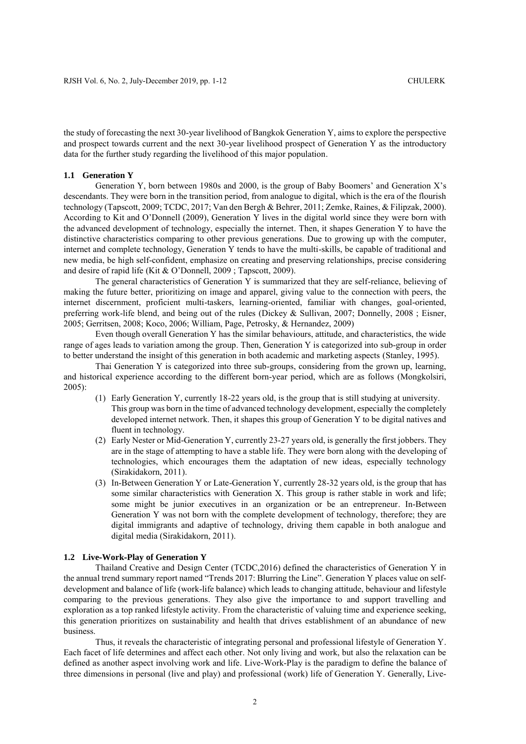the study of forecasting the next 30-year livelihood of Bangkok Generation Y, aims to explore the perspective and prospect towards current and the next 30-year livelihood prospect of Generation Y as the introductory data for the further study regarding the livelihood of this major population.

### 1.1 Generation Y

Generation Y, born between 1980s and 2000, is the group of Baby Boomers' and Generation X's descendants. They were born in the transition period, from analogue to digital, which is the era of the flourish technology (Tapscott, 2009; TCDC, 2017; Van den Bergh & Behrer, 2011; Zemke, Raines, & Filipzak, 2000). According to Kit and O'Donnell (2009), Generation Y lives in the digital world since they were born with the advanced development of technology, especially the internet. Then, it shapes Generation Y to have the distinctive characteristics comparing to other previous generations. Due to growing up with the computer, internet and complete technology, Generation Y tends to have the multi-skills, be capable of traditional and new media, be high self-confident, emphasize on creating and preserving relationships, precise considering and desire of rapid life (Kit & O'Donnell, 2009 ; Tapscott, 2009).

The general characteristics of Generation Y is summarized that they are self-reliance, believing of making the future better, prioritizing on image and apparel, giving value to the connection with peers, the internet discernment, proficient multi-taskers, learning-oriented, familiar with changes, goal-oriented, preferring work-life blend, and being out of the rules (Dickey & Sullivan, 2007; Donnelly, 2008 ; Eisner, 2005; Gerritsen, 2008; Koco, 2006; William, Page, Petrosky, & Hernandez, 2009)

Even though overall Generation Y has the similar behaviours, attitude, and characteristics, the wide range of ages leads to variation among the group. Then, Generation Y is categorized into sub-group in order to better understand the insight of this generation in both academic and marketing aspects (Stanley, 1995).

Thai Generation Y is categorized into three sub-groups, considering from the grown up, learning, and historical experience according to the different born-year period, which are as follows (Mongkolsiri, 2005):

(1) Early Generation Y, currently 18-22 years old, is the group that is still studying at university. This group was born in the time of advanced technology development, especially the completely developed internet network. Then, it shapes this group of Generation Y to be digital natives and fluent in technology.

(2) Early Nester or Mid-Generation Y, currently 23-27 years old, is generally the first jobbers. They are in the stage of attempting to have a stable life. They were born along with the developing of technologies, which encourages them the adaptation of new ideas, especially technology (Sirakidakorn, 2011).

(3) In-Between Generation Y or Late-Generation Y, currently 28-32 years old, is the group that has some similar characteristics with Generation X. This group is rather stable in work and life; some might be junior executives in an organization or be an entrepreneur. In-Between Generation Y was not born with the complete development of technology, therefore; they are digital immigrants and adaptive of technology, driving them capable in both analogue and digital media (Sirakidakorn, 2011).

### 1.2 Live-Work-Play of Generation Y

Thailand Creative and Design Center (TCDC,2016) defined the characteristics of Generation Y in the annual trend summary report named "Trends 2017: Blurring the Line". Generation Y places value on self-development and balance of life (work-life balance) which leads to changing attitude, behaviour and lifestyle comparing to the previous generations. They also give the importance to and support travelling and exploration as a top ranked lifestyle activity. From the characteristic of valuing time and experience seeking, this generation prioritizes on sustainability and health that drives establishment of an abundance of new business.

Thus, it reveals the characteristic of integrating personal and professional lifestyle of Generation Y. Each facet of life determines and affect each other. Not only living and work, but also the relaxation can be defined as another aspect involving work and life. Live-Work-Play is the paradigm to define the balance of three dimensions in personal (live and play) and professional (work) life of Generation Y. Generally, Live-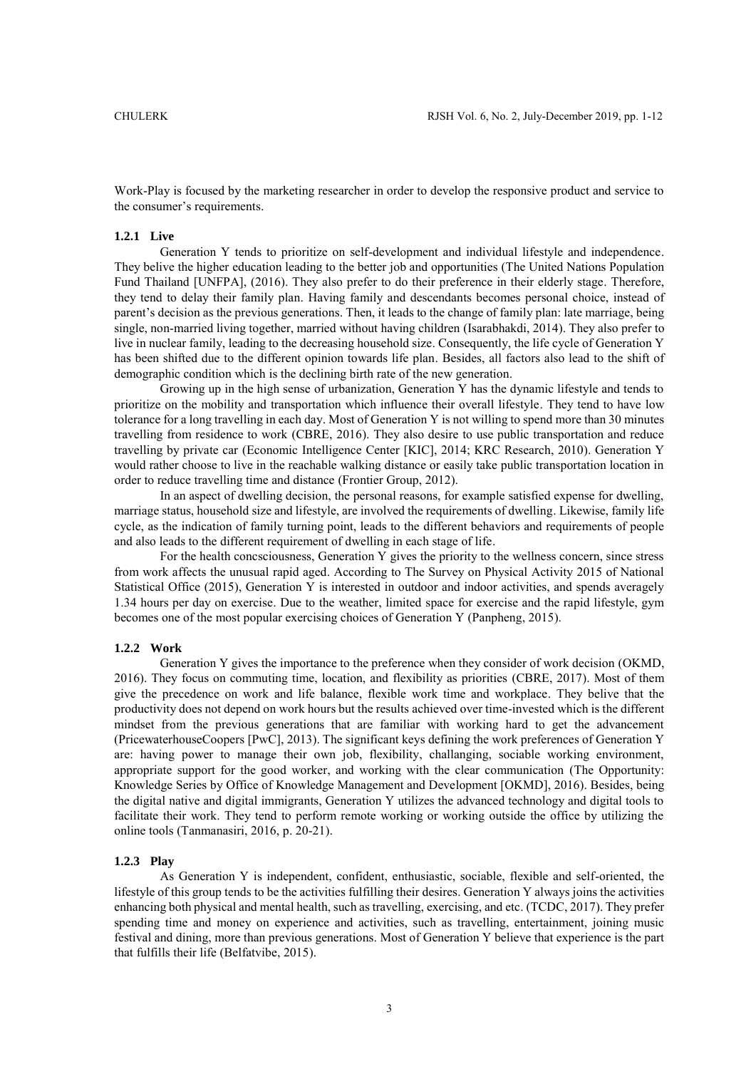Work-Play is focused by the marketing researcher in order to develop the responsive product and service to the consumer's requirements.

### 1.2.1 Live

Generation Y tends to prioritize on self-development and individual lifestyle and independence. They belive the higher education leading to the better job and opportunities (The United Nations Population Fund Thailand [UNFPA], (2016). They also prefer to do their preference in their elderly stage. Therefore, they tend to delay their family plan. Having family and descendants becomes personal choice, instead of parent's decision as the previous generations. Then, it leads to the change of family plan: late marriage, being single, non-married living together, married without having children (Isarabhakdi, 2014). They also prefer to live in nuclear family, leading to the decreasing household size. Consequently, the life cycle of Generation Y has been shifted due to the different opinion towards life plan. Besides, all factors also lead to the shift of demographic condition which is the declining birth rate of the new generation.

Growing up in the high sense of urbanization, Generation Y has the dynamic lifestyle and tends to prioritize on the mobility and transportation which influence their overall lifestyle. They tend to have low tolerance for a long travelling in each day. Most of Generation Y is not willing to spend more than 30 minutes travelling from residence to work (CBRE, 2016). They also desire to use public transportation and reduce travelling by private car (Economic Intelligence Center [KIC], 2014; KRC Research, 2010). Generation Y would rather choose to live in the reachable walking distance or easily take public transportation location in order to reduce travelling time and distance (Frontier Group, 2012).

In an aspect of dwelling decision, the personal reasons, for example satisfied expense for dwelling, marriage status, household size and lifestyle, are involved the requirements of dwelling. Likewise, family life cycle, as the indication of family turning point, leads to the different behaviors and requirements of people and also leads to the different requirement of dwelling in each stage of life.

For the health concsciousness, Generation Y gives the priority to the wellness concern, since stress from work affects the unusual rapid aged. According to The Survey on Physical Activity 2015 of National Statistical Office (2015), Generation Y is interested in outdoor and indoor activities, and spends averagely 1.34 hours per day on exercise. Due to the weather, limited space for exercise and the rapid lifestyle, gym becomes one of the most popular exercising choices of Generation Y (Panpheng, 2015).

### 1.2.2 Work

Generation Y gives the importance to the preference when they consider of work decision (OKMD, 2016). They focus on commuting time, location, and flexibility as priorities (CBRE, 2017). Most of them give the precedence on work and life balance, flexible work time and workplace. They belive that the productivity does not depend on work hours but the results achieved over time-invested which is the different mindset from the previous generations that are familiar with working hard to get the advancement (PricewaterhouseCoopers [PwC], 2013). The significant keys defining the work preferences of Generation Y are: having power to manage their own job, flexibility, challanging, sociable working environment, appropriate support for the good worker, and working with the clear communication (The Opportunity: Knowledge Series by Office of Knowledge Management and Development [OKMD], 2016). Besides, being the digital native and digital immigrants, Generation Y utilizes the advanced technology and digital tools to facilitate their work. They tend to perform remote working or working outside the office by utilizing the online tools (Tanmanasiri, 2016, p. 20-21).

### 1.2.3 Play

As Generation Y is independent, confident, enthusiastic, sociable, flexible and self-oriented, the lifestyle of this group tends to be the activities fulfilling their desires. Generation Y always joins the activities enhancing both physical and mental health, such as travelling, exercising, and etc. (TCDC, 2017). They prefer spending time and money on experience and activities, such as travelling, entertainment, joining music festival and dining, more than previous generations. Most of Generation Y believe that experience is the part that fulfills their life (Belfatvibe, 2015).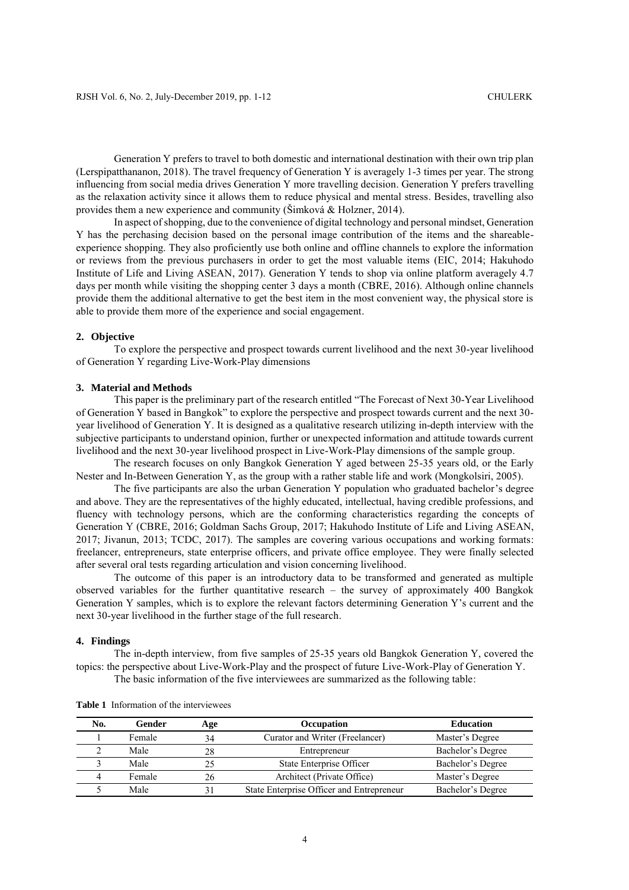Generation Y prefers to travel to both domestic and international destination with their own trip plan (Lerspipatthananon, 2018). The travel frequency of Generation Y is averagely 1-3 times per year. The strong influencing from social media drives Generation Y more travelling decision. Generation Y prefers travelling as the relaxation activity since it allows them to reduce physical and mental stress. Besides, travelling also provides them a new experience and community (Šimková & Holzner, 2014).

In aspect of shopping, due to the convenience of digital technology and personal mindset, Generation Y has the perchasing decision based on the personal image contribution of the items and the shareable-experience shopping. They also proficiently use both online and offline channels to explore the information or reviews from the previous purchasers in order to get the most valuable items (EIC, 2014; Hakuhodo Institute of Life and Living ASEAN, 2017). Generation Y tends to shop via online platform averagely 4.7 days per month while visiting the shopping center 3 days a month (CBRE, 2016). Although online channels provide them the additional alternative to get the best item in the most convenient way, the physical store is able to provide them more of the experience and social engagement.

## 2. Objective

To explore the perspective and prospect towards current livelihood and the next 30-year livelihood of Generation Y regarding Live-Work-Play dimensions

## 3. Material and Methods

This paper is the preliminary part of the research entitled "The Forecast of Next 30-Year Livelihood of Generation Y based in Bangkok" to explore the perspective and prospect towards current and the next 30-year livelihood of Generation Y. It is designed as a qualitative research utilizing in-depth interview with the subjective participants to understand opinion, further or unexpected information and attitude towards current livelihood and the next 30-year livelihood prospect in Live-Work-Play dimensions of the sample group.

The research focuses on only Bangkok Generation Y aged between 25-35 years old, or the Early Nester and In-Between Generation Y, as the group with a rather stable life and work (Mongkolsiri, 2005).

The five participants are also the urban Generation Y population who graduated bachelor's degree and above. They are the representatives of the highly educated, intellectual, having credible professions, and fluency with technology persons, which are the conforming characteristics regarding the concepts of Generation Y (CBRE, 2016; Goldman Sachs Group, 2017; Hakuhodo Institute of Life and Living ASEAN, 2017; Jivanun, 2013; TCDC, 2017). The samples are covering various occupations and working formats: freelancer, entrepreneurs, state enterprise officers, and private office employee. They were finally selected after several oral tests regarding articulation and vision concerning livelihood.

The outcome of this paper is an introductory data to be transformed and generated as multiple observed variables for the further quantitative research – the survey of approximately 400 Bangkok Generation Y samples, which is to explore the relevant factors determining Generation Y's current and the next 30-year livelihood in the further stage of the full research.

## 4. Findings

The in-depth interview, from five samples of 25-35 years old Bangkok Generation Y, covered the topics: the perspective about Live-Work-Play and the prospect of future Live-Work-Play of Generation Y.

The basic information of the five interviewees are summarized as the following table:

**Table 1** Information of the interviewees

| No. | Gender | Age | Occupation | Education |
|---|---|---|---|---|
| 1 | Female | 34 | Curator and Writer (Freelancer) | Master's Degree |
| 2 | Male | 28 | Entrepreneur | Bachelor's Degree |
| 3 | Male | 25 | State Enterprise Officer | Bachelor's Degree |
| 4 | Female | 26 | Architect (Private Office) | Master's Degree |
| 5 | Male | 31 | State Enterprise Officer and Entrepreneur | Bachelor's Degree |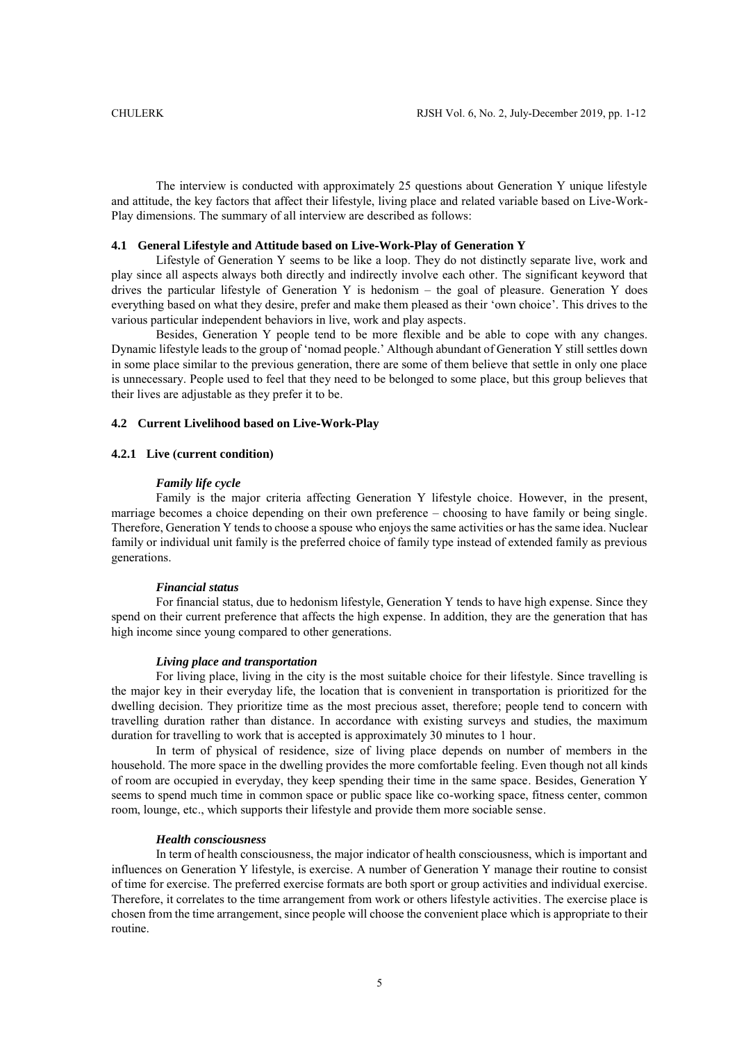The interview is conducted with approximately 25 questions about Generation Y unique lifestyle and attitude, the key factors that affect their lifestyle, living place and related variable based on Live-Work-Play dimensions. The summary of all interview are described as follows:

### 4.1 General Lifestyle and Attitude based on Live-Work-Play of Generation Y

Lifestyle of Generation Y seems to be like a loop. They do not distinctly separate live, work and play since all aspects always both directly and indirectly involve each other. The significant keyword that drives the particular lifestyle of Generation Y is hedonism – the goal of pleasure. Generation Y does everything based on what they desire, prefer and make them pleased as their 'own choice'. This drives to the various particular independent behaviors in live, work and play aspects.

Besides, Generation Y people tend to be more flexible and be able to cope with any changes. Dynamic lifestyle leads to the group of 'nomad people.' Although abundant of Generation Y still settles down in some place similar to the previous generation, there are some of them believe that settle in only one place is unnecessary. People used to feel that they need to be belonged to some place, but this group believes that their lives are adjustable as they prefer it to be.

### 4.2 Current Livelihood based on Live-Work-Play

#### 4.2.1 Live (current condition)

***Family life cycle***

Family is the major criteria affecting Generation Y lifestyle choice. However, in the present, marriage becomes a choice depending on their own preference – choosing to have family or being single. Therefore, Generation Y tends to choose a spouse who enjoys the same activities or has the same idea. Nuclear family or individual unit family is the preferred choice of family type instead of extended family as previous generations.

***Financial status***

For financial status, due to hedonism lifestyle, Generation Y tends to have high expense. Since they spend on their current preference that affects the high expense. In addition, they are the generation that has high income since young compared to other generations.

***Living place and transportation***

For living place, living in the city is the most suitable choice for their lifestyle. Since travelling is the major key in their everyday life, the location that is convenient in transportation is prioritized for the dwelling decision. They prioritize time as the most precious asset, therefore; people tend to concern with travelling duration rather than distance. In accordance with existing surveys and studies, the maximum duration for travelling to work that is accepted is approximately 30 minutes to 1 hour.

In term of physical of residence, size of living place depends on number of members in the household. The more space in the dwelling provides the more comfortable feeling. Even though not all kinds of room are occupied in everyday, they keep spending their time in the same space. Besides, Generation Y seems to spend much time in common space or public space like co-working space, fitness center, common room, lounge, etc., which supports their lifestyle and provide them more sociable sense.

***Health consciousness***

In term of health consciousness, the major indicator of health consciousness, which is important and influences on Generation Y lifestyle, is exercise. A number of Generation Y manage their routine to consist of time for exercise. The preferred exercise formats are both sport or group activities and individual exercise. Therefore, it correlates to the time arrangement from work or others lifestyle activities. The exercise place is chosen from the time arrangement, since people will choose the convenient place which is appropriate to their routine.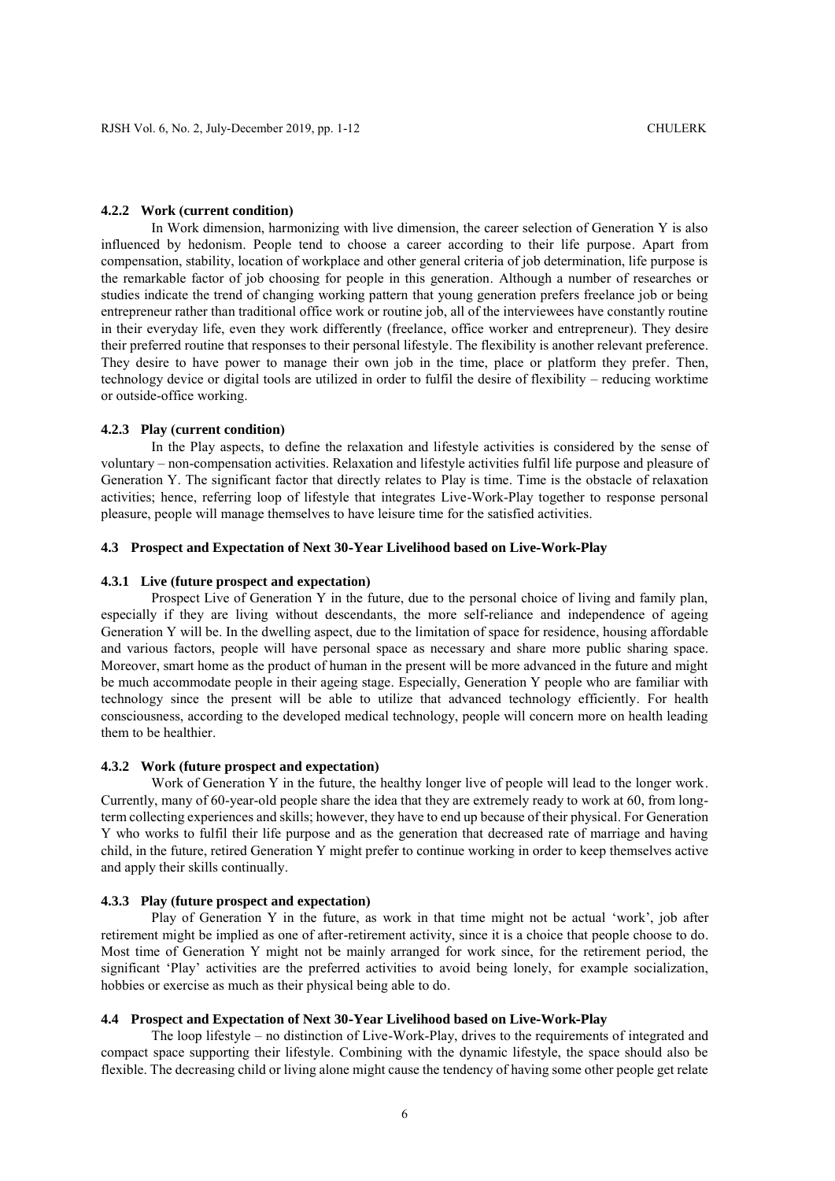#### 4.2.2 Work (current condition)

In Work dimension, harmonizing with live dimension, the career selection of Generation Y is also influenced by hedonism. People tend to choose a career according to their life purpose. Apart from compensation, stability, location of workplace and other general criteria of job determination, life purpose is the remarkable factor of job choosing for people in this generation. Although a number of researches or studies indicate the trend of changing working pattern that young generation prefers freelance job or being entrepreneur rather than traditional office work or routine job, all of the interviewees have constantly routine in their everyday life, even they work differently (freelance, office worker and entrepreneur). They desire their preferred routine that responses to their personal lifestyle. The flexibility is another relevant preference. They desire to have power to manage their own job in the time, place or platform they prefer. Then, technology device or digital tools are utilized in order to fulfil the desire of flexibility – reducing worktime or outside-office working.

#### 4.2.3 Play (current condition)

In the Play aspects, to define the relaxation and lifestyle activities is considered by the sense of voluntary – non-compensation activities. Relaxation and lifestyle activities fulfil life purpose and pleasure of Generation Y. The significant factor that directly relates to Play is time. Time is the obstacle of relaxation activities; hence, referring loop of lifestyle that integrates Live-Work-Play together to response personal pleasure, people will manage themselves to have leisure time for the satisfied activities.

### 4.3 Prospect and Expectation of Next 30-Year Livelihood based on Live-Work-Play

#### 4.3.1 Live (future prospect and expectation)

Prospect Live of Generation Y in the future, due to the personal choice of living and family plan, especially if they are living without descendants, the more self-reliance and independence of ageing Generation Y will be. In the dwelling aspect, due to the limitation of space for residence, housing affordable and various factors, people will have personal space as necessary and share more public sharing space. Moreover, smart home as the product of human in the present will be more advanced in the future and might be much accommodate people in their ageing stage. Especially, Generation Y people who are familiar with technology since the present will be able to utilize that advanced technology efficiently. For health consciousness, according to the developed medical technology, people will concern more on health leading them to be healthier.

#### 4.3.2 Work (future prospect and expectation)

Work of Generation Y in the future, the healthy longer live of people will lead to the longer work. Currently, many of 60-year-old people share the idea that they are extremely ready to work at 60, from long-term collecting experiences and skills; however, they have to end up because of their physical. For Generation Y who works to fulfil their life purpose and as the generation that decreased rate of marriage and having child, in the future, retired Generation Y might prefer to continue working in order to keep themselves active and apply their skills continually.

#### 4.3.3 Play (future prospect and expectation)

Play of Generation Y in the future, as work in that time might not be actual 'work', job after retirement might be implied as one of after-retirement activity, since it is a choice that people choose to do. Most time of Generation Y might not be mainly arranged for work since, for the retirement period, the significant 'Play' activities are the preferred activities to avoid being lonely, for example socialization, hobbies or exercise as much as their physical being able to do.

### 4.4 Prospect and Expectation of Next 30-Year Livelihood based on Live-Work-Play

The loop lifestyle – no distinction of Live-Work-Play, drives to the requirements of integrated and compact space supporting their lifestyle. Combining with the dynamic lifestyle, the space should also be flexible. The decreasing child or living alone might cause the tendency of having some other people get relate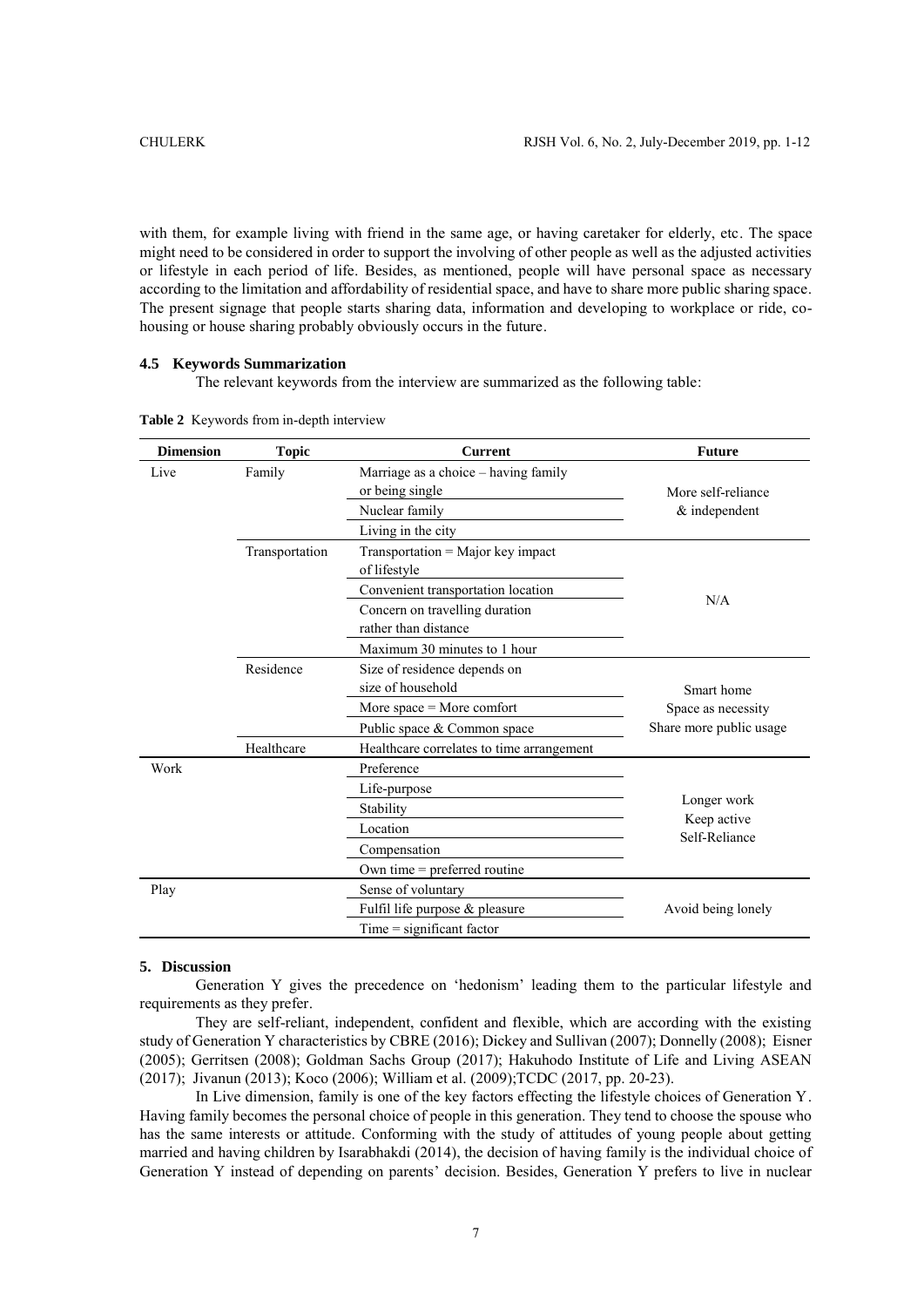with them, for example living with friend in the same age, or having caretaker for elderly, etc. The space might need to be considered in order to support the involving of other people as well as the adjusted activities or lifestyle in each period of life. Besides, as mentioned, people will have personal space as necessary according to the limitation and affordability of residential space, and have to share more public sharing space. The present signage that people starts sharing data, information and developing to workplace or ride, co-housing or house sharing probably obviously occurs in the future.

### 4.5 Keywords Summarization

The relevant keywords from the interview are summarized as the following table:

**Table 2** Keywords from in-depth interview

| Dimension | Topic | Current | Future |
|---|---|---|---|
| Live | Family | Marriage as a choice – having family or being single | More self-reliance & independent |
| | | Nuclear family | |
| | | Living in the city | |
| | Transportation | Transportation = Major key impact of lifestyle | N/A |
| | | Convenient transportation location | |
| | | Concern on travelling duration rather than distance | |
| | | Maximum 30 minutes to 1 hour | |
| | Residence | Size of residence depends on size of household | Smart home<br>Space as necessity<br>Share more public usage |
| | | More space = More comfort | |
| | | Public space & Common space | |
| | Healthcare | Healthcare correlates to time arrangement | |
| Work | | Preference | Longer work<br>Keep active<br>Self-Reliance |
| | | Life-purpose | |
| | | Stability | |
| | | Location | |
| | | Compensation | |
| | | Own time = preferred routine | |
| Play | | Sense of voluntary | Avoid being lonely |
| | | Fulfil life purpose & pleasure | |
| | | Time = significant factor | |

## 5. Discussion

Generation Y gives the precedence on 'hedonism' leading them to the particular lifestyle and requirements as they prefer.

They are self-reliant, independent, confident and flexible, which are according with the existing study of Generation Y characteristics by CBRE (2016); Dickey and Sullivan (2007); Donnelly (2008); Eisner (2005); Gerritsen (2008); Goldman Sachs Group (2017); Hakuhodo Institute of Life and Living ASEAN (2017); Jivanun (2013); Koco (2006); William et al. (2009);TCDC (2017, pp. 20-23).

In Live dimension, family is one of the key factors effecting the lifestyle choices of Generation Y. Having family becomes the personal choice of people in this generation. They tend to choose the spouse who has the same interests or attitude. Conforming with the study of attitudes of young people about getting married and having children by Isarabhakdi (2014), the decision of having family is the individual choice of Generation Y instead of depending on parents' decision. Besides, Generation Y prefers to live in nuclear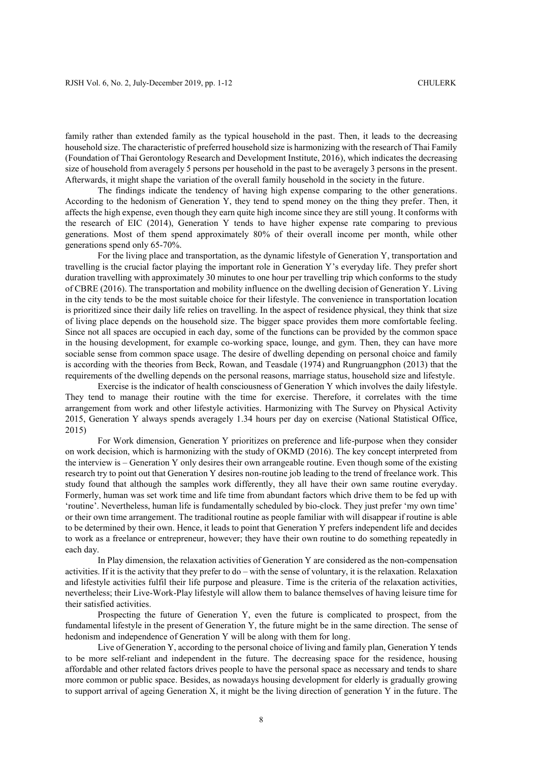family rather than extended family as the typical household in the past. Then, it leads to the decreasing household size. The characteristic of preferred household size is harmonizing with the research of Thai Family (Foundation of Thai Gerontology Research and Development Institute, 2016), which indicates the decreasing size of household from averagely 5 persons per household in the past to be averagely 3 persons in the present. Afterwards, it might shape the variation of the overall family household in the society in the future.

The findings indicate the tendency of having high expense comparing to the other generations. According to the hedonism of Generation Y, they tend to spend money on the thing they prefer. Then, it affects the high expense, even though they earn quite high income since they are still young. It conforms with the research of EIC (2014), Generation Y tends to have higher expense rate comparing to previous generations. Most of them spend approximately 80% of their overall income per month, while other generations spend only 65-70%.

For the living place and transportation, as the dynamic lifestyle of Generation Y, transportation and travelling is the crucial factor playing the important role in Generation Y's everyday life. They prefer short duration travelling with approximately 30 minutes to one hour per travelling trip which conforms to the study of CBRE (2016). The transportation and mobility influence on the dwelling decision of Generation Y. Living in the city tends to be the most suitable choice for their lifestyle. The convenience in transportation location is prioritized since their daily life relies on travelling. In the aspect of residence physical, they think that size of living place depends on the household size. The bigger space provides them more comfortable feeling. Since not all spaces are occupied in each day, some of the functions can be provided by the common space in the housing development, for example co-working space, lounge, and gym. Then, they can have more sociable sense from common space usage. The desire of dwelling depending on personal choice and family is according with the theories from Beck, Rowan, and Teasdale (1974) and Rungruangphon (2013) that the requirements of the dwelling depends on the personal reasons, marriage status, household size and lifestyle.

Exercise is the indicator of health consciousness of Generation Y which involves the daily lifestyle. They tend to manage their routine with the time for exercise. Therefore, it correlates with the time arrangement from work and other lifestyle activities. Harmonizing with The Survey on Physical Activity 2015, Generation Y always spends averagely 1.34 hours per day on exercise (National Statistical Office, 2015)

For Work dimension, Generation Y prioritizes on preference and life-purpose when they consider on work decision, which is harmonizing with the study of OKMD (2016). The key concept interpreted from the interview is – Generation Y only desires their own arrangeable routine. Even though some of the existing research try to point out that Generation Y desires non-routine job leading to the trend of freelance work. This study found that although the samples work differently, they all have their own same routine everyday. Formerly, human was set work time and life time from abundant factors which drive them to be fed up with 'routine'. Nevertheless, human life is fundamentally scheduled by bio-clock. They just prefer 'my own time' or their own time arrangement. The traditional routine as people familiar with will disappear if routine is able to be determined by their own. Hence, it leads to point that Generation Y prefers independent life and decides to work as a freelance or entrepreneur, however; they have their own routine to do something repeatedly in each day.

In Play dimension, the relaxation activities of Generation Y are considered as the non-compensation activities. If it is the activity that they prefer to do – with the sense of voluntary, it is the relaxation. Relaxation and lifestyle activities fulfil their life purpose and pleasure. Time is the criteria of the relaxation activities, nevertheless; their Live-Work-Play lifestyle will allow them to balance themselves of having leisure time for their satisfied activities.

Prospecting the future of Generation Y, even the future is complicated to prospect, from the fundamental lifestyle in the present of Generation Y, the future might be in the same direction. The sense of hedonism and independence of Generation Y will be along with them for long.

Live of Generation Y, according to the personal choice of living and family plan, Generation Y tends to be more self-reliant and independent in the future. The decreasing space for the residence, housing affordable and other related factors drives people to have the personal space as necessary and tends to share more common or public space. Besides, as nowadays housing development for elderly is gradually growing to support arrival of ageing Generation X, it might be the living direction of generation Y in the future. The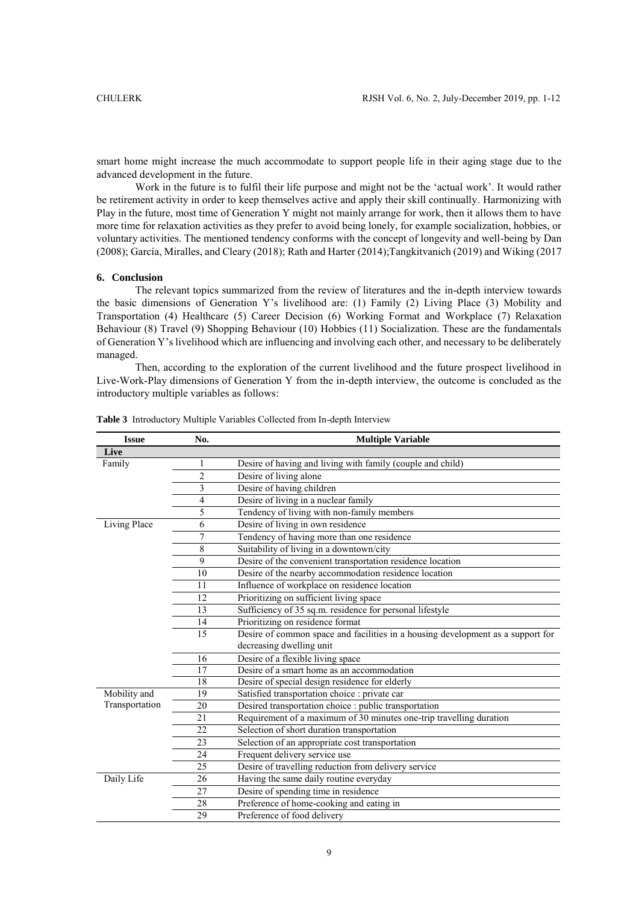smart home might increase the much accommodate to support people life in their aging stage due to the advanced development in the future.

Work in the future is to fulfil their life purpose and might not be the 'actual work'. It would rather be retirement activity in order to keep themselves active and apply their skill continually. Harmonizing with Play in the future, most time of Generation Y might not mainly arrange for work, then it allows them to have more time for relaxation activities as they prefer to avoid being lonely, for example socialization, hobbies, or voluntary activities. The mentioned tendency conforms with the concept of longevity and well-being by Dan (2008); García, Miralles, and Cleary (2018); Rath and Harter (2014);Tangkitvanich (2019) and Wiking (2017

## 6. Conclusion

The relevant topics summarized from the review of literatures and the in-depth interview towards the basic dimensions of Generation Y's livelihood are: (1) Family (2) Living Place (3) Mobility and Transportation (4) Healthcare (5) Career Decision (6) Working Format and Workplace (7) Relaxation Behaviour (8) Travel (9) Shopping Behaviour (10) Hobbies (11) Socialization. These are the fundamentals of Generation Y's livelihood which are influencing and involving each other, and necessary to be deliberately managed.

Then, according to the exploration of the current livelihood and the future prospect livelihood in Live-Work-Play dimensions of Generation Y from the in-depth interview, the outcome is concluded as the introductory multiple variables as follows:

**Table 3** Introductory Multiple Variables Collected from In-depth Interview

| Issue | No. | Multiple Variable |
|---|---|---|
| **Live** | | |
| Family | 1 | Desire of having and living with family (couple and child) |
| | 2 | Desire of living alone |
| | 3 | Desire of having children |
| | 4 | Desire of living in a nuclear family |
| | 5 | Tendency of living with non-family members |
| Living Place | 6 | Desire of living in own residence |
| | 7 | Tendency of having more than one residence |
| | 8 | Suitability of living in a downtown/city |
| | 9 | Desire of the convenient transportation residence location |
| | 10 | Desire of the nearby accommodation residence location |
| | 11 | Influence of workplace on residence location |
| | 12 | Prioritizing on sufficient living space |
| | 13 | Sufficiency of 35 sq.m. residence for personal lifestyle |
| | 14 | Prioritizing on residence format |
| | 15 | Desire of common space and facilities in a housing development as a support for decreasing dwelling unit |
| | 16 | Desire of a flexible living space |
| | 17 | Desire of a smart home as an accommodation |
| | 18 | Desire of special design residence for elderly |
| Mobility and Transportation | 19 | Satisfied transportation choice : private car |
| | 20 | Desired transportation choice : public transportation |
| | 21 | Requirement of a maximum of 30 minutes one-trip travelling duration |
| | 22 | Selection of short duration transportation |
| | 23 | Selection of an appropriate cost transportation |
| | 24 | Frequent delivery service use |
| | 25 | Desire of travelling reduction from delivery service |
| Daily Life | 26 | Having the same daily routine everyday |
| | 27 | Desire of spending time in residence |
| | 28 | Preference of home-cooking and eating in |
| | 29 | Preference of food delivery |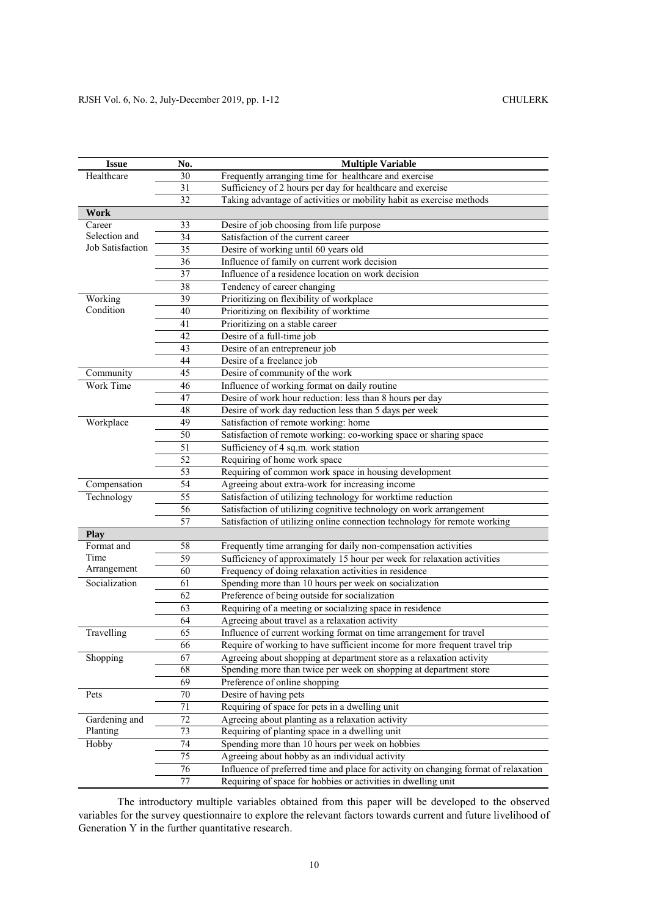| Issue | No. | Multiple Variable |
|---|---|---|
| Healthcare | 30 | Frequently arranging time for healthcare and exercise |
| | 31 | Sufficiency of 2 hours per day for healthcare and exercise |
| | 32 | Taking advantage of activities or mobility habit as exercise methods |
| **Work** | | |
| Career Selection and Job Satisfaction | 33 | Desire of job choosing from life purpose |
| | 34 | Satisfaction of the current career |
| | 35 | Desire of working until 60 years old |
| | 36 | Influence of family on current work decision |
| | 37 | Influence of a residence location on work decision |
| | 38 | Tendency of career changing |
| Working Condition | 39 | Prioritizing on flexibility of workplace |
| | 40 | Prioritizing on flexibility of worktime |
| | 41 | Prioritizing on a stable career |
| | 42 | Desire of a full-time job |
| | 43 | Desire of an entrepreneur job |
| | 44 | Desire of a freelance job |
| Community | 45 | Desire of community of the work |
| Work Time | 46 | Influence of working format on daily routine |
| | 47 | Desire of work hour reduction: less than 8 hours per day |
| | 48 | Desire of work day reduction less than 5 days per week |
| Workplace | 49 | Satisfaction of remote working: home |
| | 50 | Satisfaction of remote working: co-working space or sharing space |
| | 51 | Sufficiency of 4 sq.m. work station |
| | 52 | Requiring of home work space |
| | 53 | Requiring of common work space in housing development |
| Compensation | 54 | Agreeing about extra-work for increasing income |
| Technology | 55 | Satisfaction of utilizing technology for worktime reduction |
| | 56 | Satisfaction of utilizing cognitive technology on work arrangement |
| | 57 | Satisfaction of utilizing online connection technology for remote working |
| **Play** | | |
| Format and Time Arrangement | 58 | Frequently time arranging for daily non-compensation activities |
| | 59 | Sufficiency of approximately 15 hour per week for relaxation activities |
| | 60 | Frequency of doing relaxation activities in residence |
| Socialization | 61 | Spending more than 10 hours per week on socialization |
| | 62 | Preference of being outside for socialization |
| | 63 | Requiring of a meeting or socializing space in residence |
| | 64 | Agreeing about travel as a relaxation activity |
| Travelling | 65 | Influence of current working format on time arrangement for travel |
| | 66 | Require of working to have sufficient income for more frequent travel trip |
| Shopping | 67 | Agreeing about shopping at department store as a relaxation activity |
| | 68 | Spending more than twice per week on shopping at department store |
| | 69 | Preference of online shopping |
| Pets | 70 | Desire of having pets |
| | 71 | Requiring of space for pets in a dwelling unit |
| Gardening and Planting | 72 | Agreeing about planting as a relaxation activity |
| | 73 | Requiring of planting space in a dwelling unit |
| Hobby | 74 | Spending more than 10 hours per week on hobbies |
| | 75 | Agreeing about hobby as an individual activity |
| | 76 | Influence of preferred time and place for activity on changing format of relaxation |
| | 77 | Requiring of space for hobbies or activities in dwelling unit |

The introductory multiple variables obtained from this paper will be developed to the observed variables for the survey questionnaire to explore the relevant factors towards current and future livelihood of Generation Y in the further quantitative research.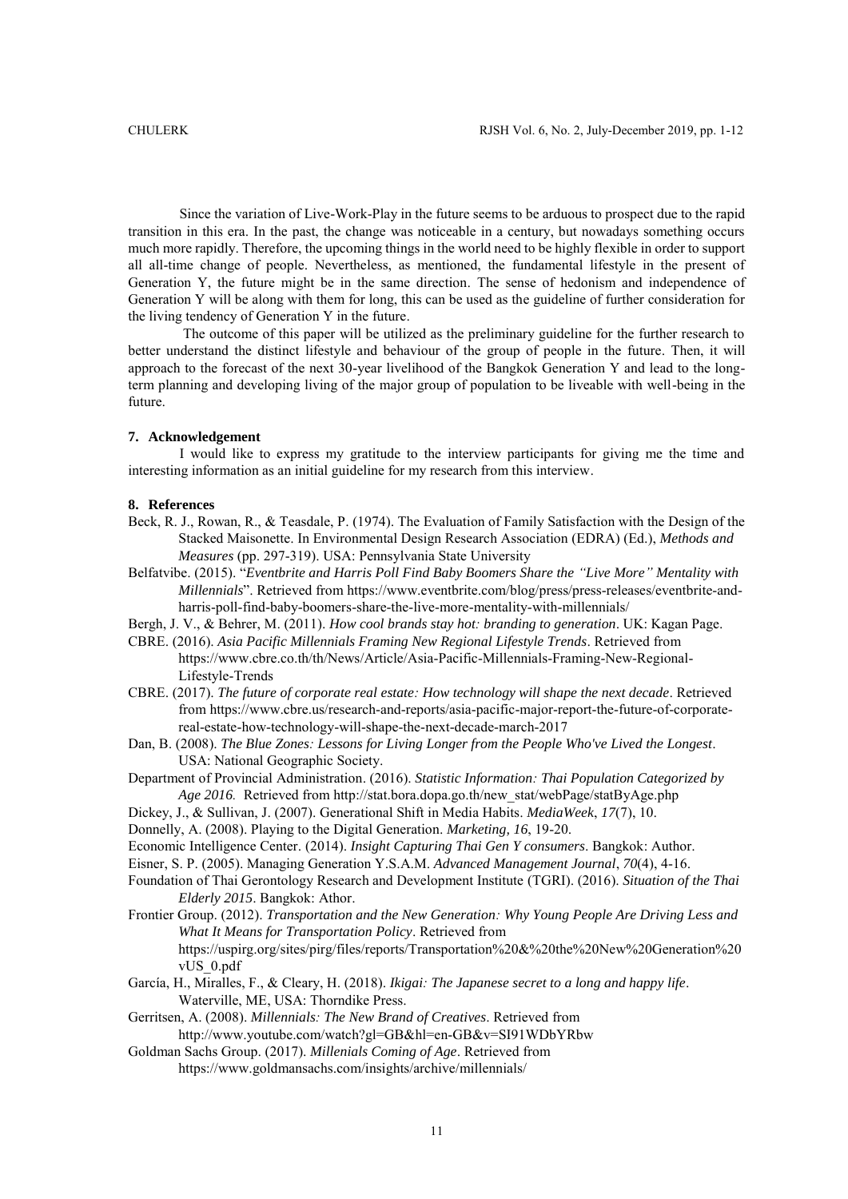Since the variation of Live-Work-Play in the future seems to be arduous to prospect due to the rapid transition in this era. In the past, the change was noticeable in a century, but nowadays something occurs much more rapidly. Therefore, the upcoming things in the world need to be highly flexible in order to support all all-time change of people. Nevertheless, as mentioned, the fundamental lifestyle in the present of Generation Y, the future might be in the same direction. The sense of hedonism and independence of Generation Y will be along with them for long, this can be used as the guideline of further consideration for the living tendency of Generation Y in the future.

The outcome of this paper will be utilized as the preliminary guideline for the further research to better understand the distinct lifestyle and behaviour of the group of people in the future. Then, it will approach to the forecast of the next 30-year livelihood of the Bangkok Generation Y and lead to the long-term planning and developing living of the major group of population to be liveable with well-being in the future.

## 7. Acknowledgement

I would like to express my gratitude to the interview participants for giving me the time and interesting information as an initial guideline for my research from this interview.

## 8. References

Beck, R. J., Rowan, R., & Teasdale, P. (1974). The Evaluation of Family Satisfaction with the Design of the Stacked Maisonette. In Environmental Design Research Association (EDRA) (Ed.), *Methods and Measures* (pp. 297-319). USA: Pennsylvania State University

Belfatvibe. (2015). "*Eventbrite and Harris Poll Find Baby Boomers Share the "Live More" Mentality with Millennials*". Retrieved from https://www.eventbrite.com/blog/press/press-releases/eventbrite-and-harris-poll-find-baby-boomers-share-the-live-more-mentality-with-millennials/

Bergh, J. V., & Behrer, M. (2011). *How cool brands stay hot: branding to generation*. UK: Kagan Page.

CBRE. (2016). *Asia Pacific Millennials Framing New Regional Lifestyle Trends*. Retrieved from https://www.cbre.co.th/th/News/Article/Asia-Pacific-Millennials-Framing-New-Regional-Lifestyle-Trends

CBRE. (2017). *The future of corporate real estate: How technology will shape the next decade*. Retrieved from https://www.cbre.us/research-and-reports/asia-pacific-major-report-the-future-of-corporate-real-estate-how-technology-will-shape-the-next-decade-march-2017

Dan, B. (2008). *The Blue Zones: Lessons for Living Longer from the People Who've Lived the Longest*. USA: National Geographic Society.

Department of Provincial Administration. (2016). *Statistic Information: Thai Population Categorized by Age 2016.* Retrieved from http://stat.bora.dopa.go.th/new_stat/webPage/statByAge.php

Dickey, J., & Sullivan, J. (2007). Generational Shift in Media Habits. *MediaWeek*, *17*(7), 10.

Donnelly, A. (2008). Playing to the Digital Generation. *Marketing, 16*, 19-20.

Economic Intelligence Center. (2014). *Insight Capturing Thai Gen Y consumers*. Bangkok: Author.

Eisner, S. P. (2005). Managing Generation Y.S.A.M. *Advanced Management Journal*, *70*(4), 4-16.

Foundation of Thai Gerontology Research and Development Institute (TGRI). (2016). *Situation of the Thai Elderly 2015*. Bangkok: Athor.

Frontier Group. (2012). *Transportation and the New Generation: Why Young People Are Driving Less and What It Means for Transportation Policy*. Retrieved from https://uspirg.org/sites/pirg/files/reports/Transportation%20&%20the%20New%20Generation%20vUS_0.pdf

García, H., Miralles, F., & Cleary, H. (2018). *Ikigai: The Japanese secret to a long and happy life*. Waterville, ME, USA: Thorndike Press.

Gerritsen, A. (2008). *Millennials: The New Brand of Creatives*. Retrieved from http://www.youtube.com/watch?gl=GB&hl=en-GB&v=SI91WDbYRbw

Goldman Sachs Group. (2017). *Millenials Coming of Age*. Retrieved from https://www.goldmansachs.com/insights/archive/millennials/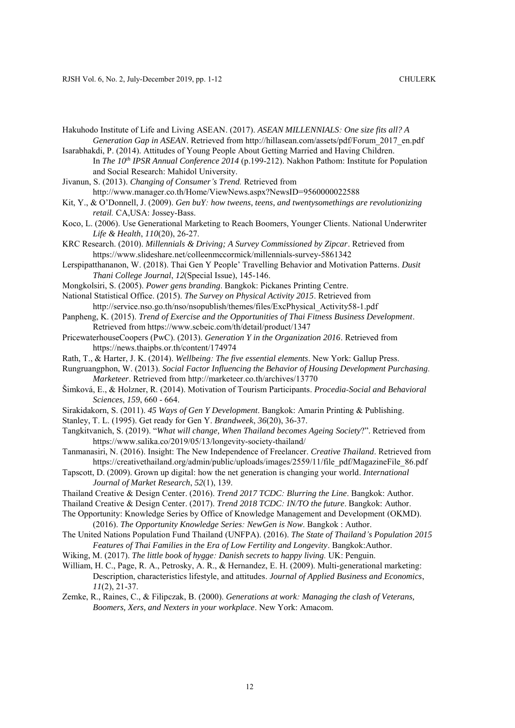Hakuhodo Institute of Life and Living ASEAN. (2017). *ASEAN MILLENNIALS: One size fits all? A Generation Gap in ASEAN*. Retrieved from http://hillasean.com/assets/pdf/Forum_2017_en.pdf

Isarabhakdi, P. (2014). Attitudes of Young People About Getting Married and Having Children. In *The 10th IPSR Annual Conference 2014* (p.199-212). Nakhon Pathom: Institute for Population and Social Research: Mahidol University.

Jivanun, S. (2013). *Changing of Consumer's Trend.* Retrieved from http://www.manager.co.th/Home/ViewNews.aspx?NewsID=9560000022588

Kit, Y., & O'Donnell, J. (2009). *Gen buY: how tweens, teens, and twentysomethings are revolutionizing retail.* CA,USA: Jossey-Bass.

Koco, L. (2006). Use Generational Marketing to Reach Boomers, Younger Clients. National Underwriter *Life & Health*, *110*(20), 26-27.

KRC Research. (2010). *Millennials & Driving; A Survey Commissioned by Zipcar*. Retrieved from https://www.slideshare.net/colleenmccormick/millennials-survey-5861342

Lerspipatthananon, W. (2018). Thai Gen Y People' Travelling Behavior and Motivation Patterns. *Dusit Thani College Journal*, *12*(Special Issue), 145-146.

Mongkolsiri, S. (2005). *Power gens branding*. Bangkok: Pickanes Printing Centre.

National Statistical Office. (2015). *The Survey on Physical Activity 2015*. Retrieved from http://service.nso.go.th/nso/nsopublish/themes/files/ExcPhysical_Activity58-1.pdf

Panpheng, K. (2015). *Trend of Exercise and the Opportunities of Thai Fitness Business Development*. Retrieved from https://www.scbeic.com/th/detail/product/1347

PricewaterhouseCoopers (PwC). (2013). *Generation Y in the Organization 2016*. Retrieved from https://news.thaipbs.or.th/content/174974

Rath, T., & Harter, J. K. (2014). *Wellbeing: The five essential elements*. New York: Gallup Press.

Rungruangphon, W. (2013). *Social Factor Influencing the Behavior of Housing Development Purchasing. Marketeer*. Retrieved from http://marketeer.co.th/archives/13770

Šimková, E., & Holzner, R. (2014). Motivation of Tourism Participants. *Procedia-Social and Behavioral Sciences*, *159*, 660 - 664.

Sirakidakorn, S. (2011). *45 Ways of Gen Y Development*. Bangkok: Amarin Printing & Publishing.

Stanley, T. L. (1995). Get ready for Gen Y. *Brandweek*, *36*(20), 36-37.

Tangkitvanich, S. (2019). "*What will change, When Thailand becomes Ageing Society*?". Retrieved from https://www.salika.co/2019/05/13/longevity-society-thailand/

Tanmanasiri, N. (2016). Insight: The New Independence of Freelancer. *Creative Thailand*. Retrieved from https://creativethailand.org/admin/public/uploads/images/2559/11/file_pdf/MagazineFile_86.pdf

Tapscott, D. (2009). Grown up digital: how the net generation is changing your world. *International Journal of Market Research*, *52*(1), 139.

Thailand Creative & Design Center. (2016). *Trend 2017 TCDC: Blurring the Line*. Bangkok: Author.

Thailand Creative & Design Center. (2017). *Trend 2018 TCDC: IN/TO the future*. Bangkok: Author.

The Opportunity: Knowledge Series by Office of Knowledge Management and Development (OKMD). (2016). *The Opportunity Knowledge Series: NewGen is Now*. Bangkok : Author.

The United Nations Population Fund Thailand (UNFPA). (2016). *The State of Thailand's Population 2015 Features of Thai Families in the Era of Low Fertility and Longevity*. Bangkok:Author.

Wiking, M. (2017). *The little book of hygge: Danish secrets to happy living.* UK: Penguin.

William, H. C., Page, R. A., Petrosky, A. R., & Hernandez, E. H. (2009). Multi-generational marketing: Description, characteristics lifestyle, and attitudes. *Journal of Applied Business and Economics*, *11*(2), 21-37.

Zemke, R., Raines, C., & Filipczak, B. (2000). *Generations at work: Managing the clash of Veterans, Boomers, Xers, and Nexters in your workplace*. New York: Amacom.